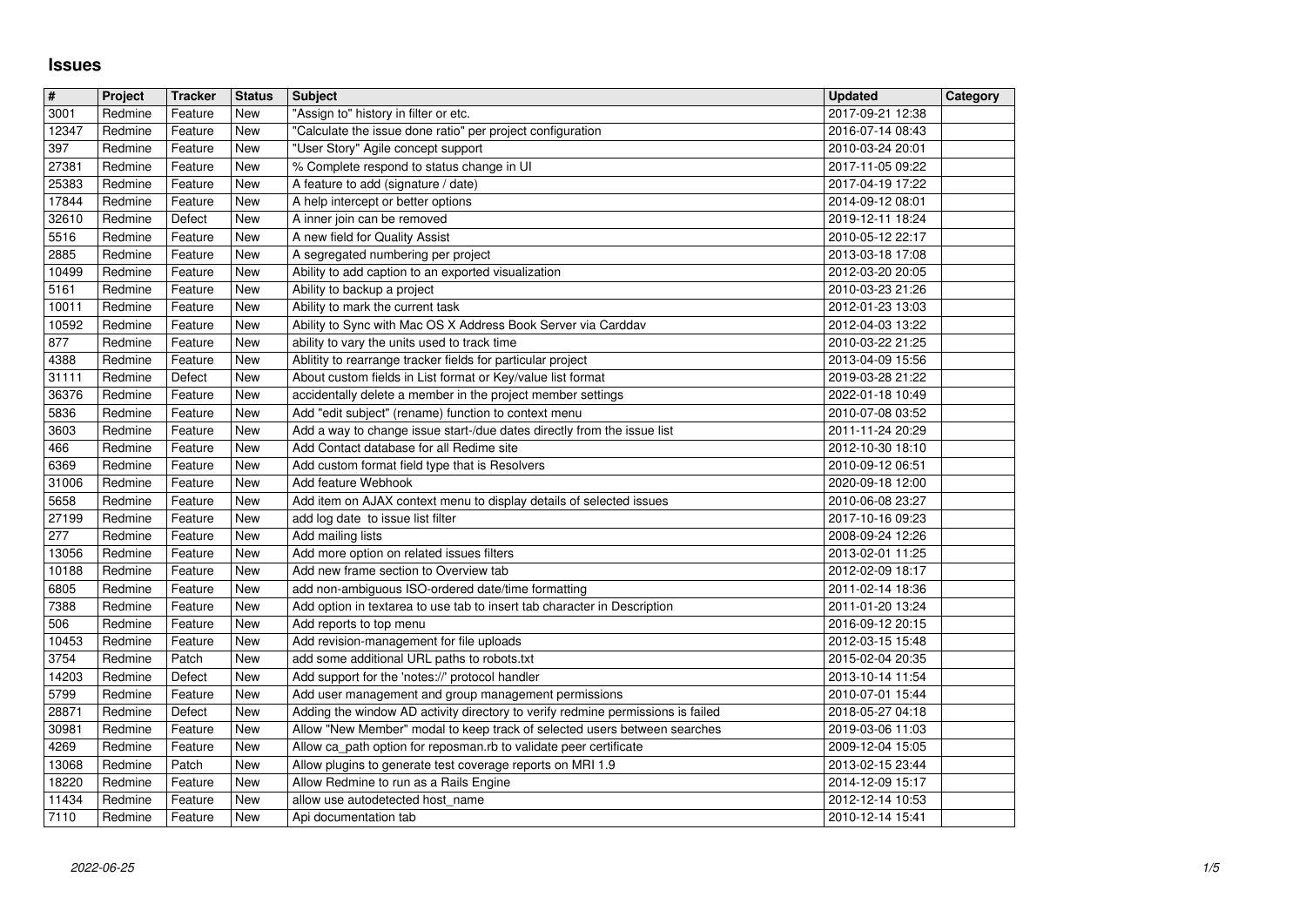# Issues

| # | Project | Tracker | Status | Subject | Updated | Category |
|---|---|---|---|---|---|---|
| 3001 | Redmine | Feature | New | "Assign to" history in filter or etc. | 2017-09-21 12:38 | |
| 12347 | Redmine | Feature | New | "Calculate the issue done ratio" per project configuration | 2016-07-14 08:43 | |
| 397 | Redmine | Feature | New | "User Story" Agile concept support | 2010-03-24 20:01 | |
| 27381 | Redmine | Feature | New | % Complete respond to status change in UI | 2017-11-05 09:22 | |
| 25383 | Redmine | Feature | New | A feature to add (signature / date) | 2017-04-19 17:22 | |
| 17844 | Redmine | Feature | New | A help intercept or better options | 2014-09-12 08:01 | |
| 32610 | Redmine | Defect | New | A inner join can be removed | 2019-12-11 18:24 | |
| 5516 | Redmine | Feature | New | A new field for Quality Assist | 2010-05-12 22:17 | |
| 2885 | Redmine | Feature | New | A segregated numbering per project | 2013-03-18 17:08 | |
| 10499 | Redmine | Feature | New | Ability to add caption to an exported visualization | 2012-03-20 20:05 | |
| 5161 | Redmine | Feature | New | Ability to backup a project | 2010-03-23 21:26 | |
| 10011 | Redmine | Feature | New | Ability to mark the current task | 2012-01-23 13:03 | |
| 10592 | Redmine | Feature | New | Ability to Sync with Mac OS X Address Book Server via Carddav | 2012-04-03 13:22 | |
| 877 | Redmine | Feature | New | ability to vary the units used to track time | 2010-03-22 21:25 | |
| 4388 | Redmine | Feature | New | Ablitity to rearrange tracker fields for particular project | 2013-04-09 15:56 | |
| 31111 | Redmine | Defect | New | About custom fields in List format or Key/value list format | 2019-03-28 21:22 | |
| 36376 | Redmine | Feature | New | accidentally delete a member in the project member settings | 2022-01-18 10:49 | |
| 5836 | Redmine | Feature | New | Add "edit subject" (rename) function to context menu | 2010-07-08 03:52 | |
| 3603 | Redmine | Feature | New | Add a way to change issue start-/due dates directly from the issue list | 2011-11-24 20:29 | |
| 466 | Redmine | Feature | New | Add Contact database for all Redime site | 2012-10-30 18:10 | |
| 6369 | Redmine | Feature | New | Add custom format field type that is Resolvers | 2010-09-12 06:51 | |
| 31006 | Redmine | Feature | New | Add feature Webhook | 2020-09-18 12:00 | |
| 5658 | Redmine | Feature | New | Add item on AJAX context menu to display details of selected issues | 2010-06-08 23:27 | |
| 27199 | Redmine | Feature | New | add log date to issue list filter | 2017-10-16 09:23 | |
| 277 | Redmine | Feature | New | Add mailing lists | 2008-09-24 12:26 | |
| 13056 | Redmine | Feature | New | Add more option on related issues filters | 2013-02-01 11:25 | |
| 10188 | Redmine | Feature | New | Add new frame section to Overview tab | 2012-02-09 18:17 | |
| 6805 | Redmine | Feature | New | add non-ambiguous ISO-ordered date/time formatting | 2011-02-14 18:36 | |
| 7388 | Redmine | Feature | New | Add option in textarea to use tab to insert tab character in Description | 2011-01-20 13:24 | |
| 506 | Redmine | Feature | New | Add reports to top menu | 2016-09-12 20:15 | |
| 10453 | Redmine | Feature | New | Add revision-management for file uploads | 2012-03-15 15:48 | |
| 3754 | Redmine | Patch | New | add some additional URL paths to robots.txt | 2015-02-04 20:35 | |
| 14203 | Redmine | Defect | New | Add support for the 'notes://' protocol handler | 2013-10-14 11:54 | |
| 5799 | Redmine | Feature | New | Add user management and group management permissions | 2010-07-01 15:44 | |
| 28871 | Redmine | Defect | New | Adding the window AD activity directory to verify redmine permissions is failed | 2018-05-27 04:18 | |
| 30981 | Redmine | Feature | New | Allow "New Member" modal to keep track of selected users between searches | 2019-03-06 11:03 | |
| 4269 | Redmine | Feature | New | Allow ca_path option for reposman.rb to validate peer certificate | 2009-12-04 15:05 | |
| 13068 | Redmine | Patch | New | Allow plugins to generate test coverage reports on MRI 1.9 | 2013-02-15 23:44 | |
| 18220 | Redmine | Feature | New | Allow Redmine to run as a Rails Engine | 2014-12-09 15:17 | |
| 11434 | Redmine | Feature | New | allow use autodetected host_name | 2012-12-14 10:53 | |
| 7110 | Redmine | Feature | New | Api documentation tab | 2010-12-14 15:41 | |

2022-06-25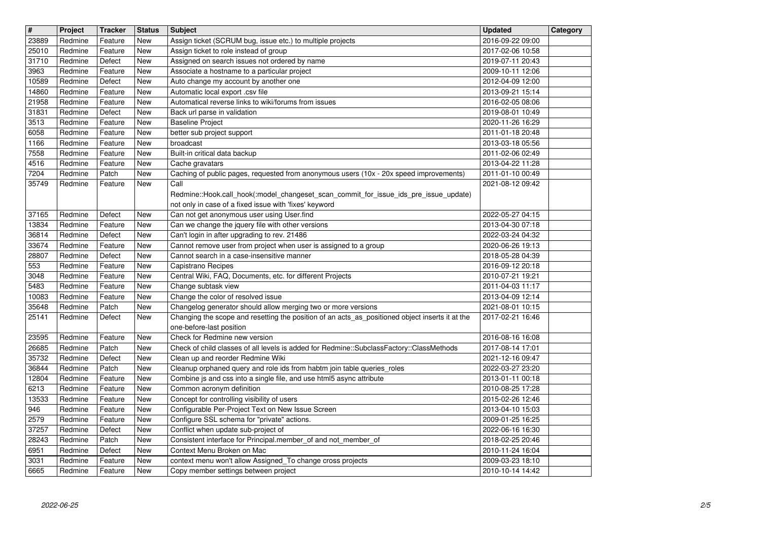| # | Project | Tracker | Status | Subject | Updated | Category |
| --- | --- | --- | --- | --- | --- | --- |
| 23889 | Redmine | Feature | New | Assign ticket (SCRUM bug, issue etc.) to multiple projects | 2016-09-22 09:00 | |
| 25010 | Redmine | Feature | New | Assign ticket to role instead of group | 2017-02-06 10:58 | |
| 31710 | Redmine | Defect | New | Assigned on search issues not ordered by name | 2019-07-11 20:43 | |
| 3963 | Redmine | Feature | New | Associate a hostname to a particular project | 2009-10-11 12:06 | |
| 10589 | Redmine | Defect | New | Auto change my account by another one | 2012-04-09 12:00 | |
| 14860 | Redmine | Feature | New | Automatic local export .csv file | 2013-09-21 15:14 | |
| 21958 | Redmine | Feature | New | Automatical reverse links to wiki/forums from issues | 2016-02-05 08:06 | |
| 31831 | Redmine | Defect | New | Back url parse in validation | 2019-08-01 10:49 | |
| 3513 | Redmine | Feature | New | Baseline Project | 2020-11-26 16:29 | |
| 6058 | Redmine | Feature | New | better sub project support | 2011-01-18 20:48 | |
| 1166 | Redmine | Feature | New | broadcast | 2013-03-18 05:56 | |
| 7558 | Redmine | Feature | New | Built-in critical data backup | 2011-02-06 02:49 | |
| 4516 | Redmine | Feature | New | Cache gravatars | 2013-04-22 11:28 | |
| 7204 | Redmine | Patch | New | Caching of public pages, requested from anonymous users (10x - 20x speed improvements) | 2011-01-10 00:49 | |
| 35749 | Redmine | Feature | New | Call Redmine::Hook.call_hook(:model_changeset_scan_commit_for_issue_ids_pre_issue_update) not only in case of a fixed issue with 'fixes' keyword | 2021-08-12 09:42 | |
| 37165 | Redmine | Defect | New | Can not get anonymous user using User.find | 2022-05-27 04:15 | |
| 13834 | Redmine | Feature | New | Can we change the jquery file with other versions | 2013-04-30 07:18 | |
| 36814 | Redmine | Defect | New | Can't login in after upgrading to rev. 21486 | 2022-03-24 04:32 | |
| 33674 | Redmine | Feature | New | Cannot remove user from project when user is assigned to a group | 2020-06-26 19:13 | |
| 28807 | Redmine | Defect | New | Cannot search in a case-insensitive manner | 2018-05-28 04:39 | |
| 553 | Redmine | Feature | New | Capistrano Recipes | 2016-09-12 20:18 | |
| 3048 | Redmine | Feature | New | Central Wiki, FAQ, Documents, etc. for different Projects | 2010-07-21 19:21 | |
| 5483 | Redmine | Feature | New | Change subtask view | 2011-04-03 11:17 | |
| 10083 | Redmine | Feature | New | Change the color of resolved issue | 2013-04-09 12:14 | |
| 35648 | Redmine | Patch | New | Changelog generator should allow merging two or more versions | 2021-08-01 10:15 | |
| 25141 | Redmine | Defect | New | Changing the scope and resetting the position of an acts_as_positioned object inserts it at the one-before-last position | 2017-02-21 16:46 | |
| 23595 | Redmine | Feature | New | Check for Redmine new version | 2016-08-16 16:08 | |
| 26685 | Redmine | Patch | New | Check of child classes of all levels is added for Redmine::SubclassFactory::ClassMethods | 2017-08-14 17:01 | |
| 35732 | Redmine | Defect | New | Clean up and reorder Redmine Wiki | 2021-12-16 09:47 | |
| 36844 | Redmine | Patch | New | Cleanup orphaned query and role ids from habtm join table queries_roles | 2022-03-27 23:20 | |
| 12804 | Redmine | Feature | New | Combine js and css into a single file, and use html5 async attribute | 2013-01-11 00:18 | |
| 6213 | Redmine | Feature | New | Common acronym definition | 2010-08-25 17:28 | |
| 13533 | Redmine | Feature | New | Concept for controlling visibility of users | 2015-02-26 12:46 | |
| 946 | Redmine | Feature | New | Configurable Per-Project Text on New Issue Screen | 2013-04-10 15:03 | |
| 2579 | Redmine | Feature | New | Configure SSL schema for "private" actions. | 2009-01-25 16:25 | |
| 37257 | Redmine | Defect | New | Conflict when update sub-project of | 2022-06-16 16:30 | |
| 28243 | Redmine | Patch | New | Consistent interface for Principal.member_of and not_member_of | 2018-02-25 20:46 | |
| 6951 | Redmine | Defect | New | Context Menu Broken on Mac | 2010-11-24 16:04 | |
| 3031 | Redmine | Feature | New | context menu won't allow Assigned_To change cross projects | 2009-03-23 18:10 | |
| 6665 | Redmine | Feature | New | Copy member settings between project | 2010-10-14 14:42 | |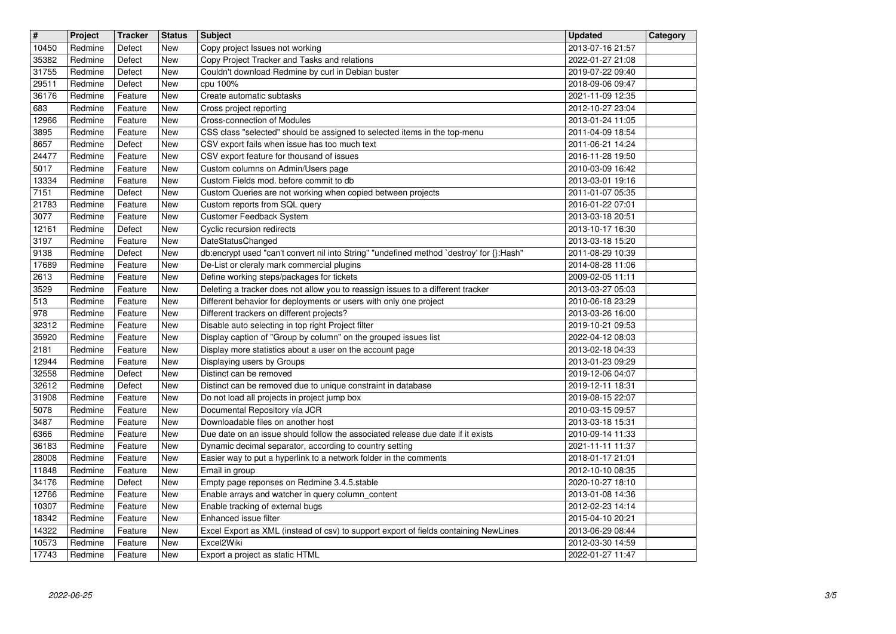| # | Project | Tracker | Status | Subject | Updated | Category |
| --- | --- | --- | --- | --- | --- | --- |
| 10450 | Redmine | Defect | New | Copy project Issues not working | 2013-07-16 21:57 | |
| 35382 | Redmine | Defect | New | Copy Project Tracker and Tasks and relations | 2022-01-27 21:08 | |
| 31755 | Redmine | Defect | New | Couldn't download Redmine by curl in Debian buster | 2019-07-22 09:40 | |
| 29511 | Redmine | Defect | New | cpu 100% | 2018-09-06 09:47 | |
| 36176 | Redmine | Feature | New | Create automatic subtasks | 2021-11-09 12:35 | |
| 683 | Redmine | Feature | New | Cross project reporting | 2012-10-27 23:04 | |
| 12966 | Redmine | Feature | New | Cross-connection of Modules | 2013-01-24 11:05 | |
| 3895 | Redmine | Feature | New | CSS class "selected" should be assigned to selected items in the top-menu | 2011-04-09 18:54 | |
| 8657 | Redmine | Defect | New | CSV export fails when issue has too much text | 2011-06-21 14:24 | |
| 24477 | Redmine | Feature | New | CSV export feature for thousand of issues | 2016-11-28 19:50 | |
| 5017 | Redmine | Feature | New | Custom columns on Admin/Users page | 2010-03-09 16:42 | |
| 13334 | Redmine | Feature | New | Custom Fields mod. before commit to db | 2013-03-01 19:16 | |
| 7151 | Redmine | Defect | New | Custom Queries are not working when copied between projects | 2011-01-07 05:35 | |
| 21783 | Redmine | Feature | New | Custom reports from SQL query | 2016-01-22 07:01 | |
| 3077 | Redmine | Feature | New | Customer Feedback System | 2013-03-18 20:51 | |
| 12161 | Redmine | Defect | New | Cyclic recursion redirects | 2013-10-17 16:30 | |
| 3197 | Redmine | Feature | New | DateStatusChanged | 2013-03-18 15:20 | |
| 9138 | Redmine | Defect | New | db:encrypt used "can't convert nil into String" "undefined method `destroy' for {}:Hash" | 2011-08-29 10:39 | |
| 17689 | Redmine | Feature | New | De-List or cleraly mark commercial plugins | 2014-08-28 11:06 | |
| 2613 | Redmine | Feature | New | Define working steps/packages for tickets | 2009-02-05 11:11 | |
| 3529 | Redmine | Feature | New | Deleting a tracker does not allow you to reassign issues to a different tracker | 2013-03-27 05:03 | |
| 513 | Redmine | Feature | New | Different behavior for deployments or users with only one project | 2010-06-18 23:29 | |
| 978 | Redmine | Feature | New | Different trackers on different projects? | 2013-03-26 16:00 | |
| 32312 | Redmine | Feature | New | Disable auto selecting in top right Project filter | 2019-10-21 09:53 | |
| 35920 | Redmine | Feature | New | Display caption of "Group by column" on the grouped issues list | 2022-04-12 08:03 | |
| 2181 | Redmine | Feature | New | Display more statistics about a user on the account page | 2013-02-18 04:33 | |
| 12944 | Redmine | Feature | New | Displaying users by Groups | 2013-01-23 09:29 | |
| 32558 | Redmine | Defect | New | Distinct can be removed | 2019-12-06 04:07 | |
| 32612 | Redmine | Defect | New | Distinct can be removed due to unique constraint in database | 2019-12-11 18:31 | |
| 31908 | Redmine | Feature | New | Do not load all projects in project jump box | 2019-08-15 22:07 | |
| 5078 | Redmine | Feature | New | Documental Repository vía JCR | 2010-03-15 09:57 | |
| 3487 | Redmine | Feature | New | Downloadable files on another host | 2013-03-18 15:31 | |
| 6366 | Redmine | Feature | New | Due date on an issue should follow the associated release due date if it exists | 2010-09-14 11:33 | |
| 36183 | Redmine | Feature | New | Dynamic decimal separator, according to country setting | 2021-11-11 11:37 | |
| 28008 | Redmine | Feature | New | Easier way to put a hyperlink to a network folder in the comments | 2018-01-17 21:01 | |
| 11848 | Redmine | Feature | New | Email in group | 2012-10-10 08:35 | |
| 34176 | Redmine | Defect | New | Empty page reponses on Redmine 3.4.5.stable | 2020-10-27 18:10 | |
| 12766 | Redmine | Feature | New | Enable arrays and watcher in query column_content | 2013-01-08 14:36 | |
| 10307 | Redmine | Feature | New | Enable tracking of external bugs | 2012-02-23 14:14 | |
| 18342 | Redmine | Feature | New | Enhanced issue filter | 2015-04-10 20:21 | |
| 14322 | Redmine | Feature | New | Excel Export as XML (instead of csv) to support export of fields containing NewLines | 2013-06-29 08:44 | |
| 10573 | Redmine | Feature | New | Excel2Wiki | 2012-03-30 14:59 | |
| 17743 | Redmine | Feature | New | Export a project as static HTML | 2022-01-27 11:47 | |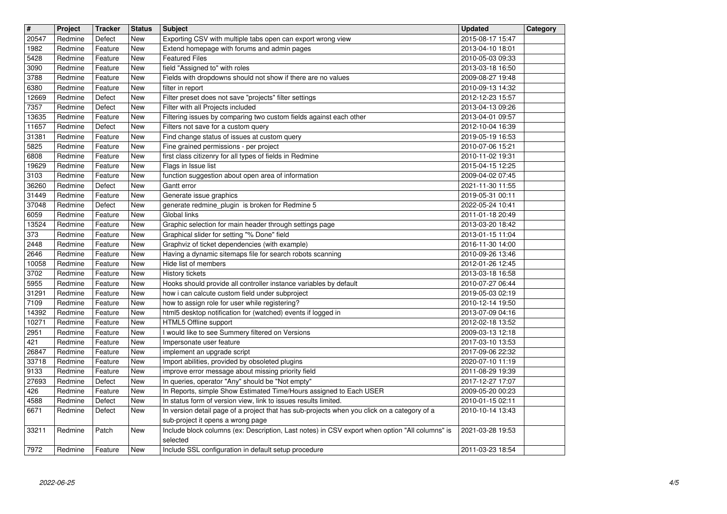| # | Project | Tracker | Status | Subject | Updated | Category |
|---|---|---|---|---|---|---|
| 20547 | Redmine | Defect | New | Exporting CSV with multiple tabs open can export wrong view | 2015-08-17 15:47 | |
| 1982 | Redmine | Feature | New | Extend homepage with forums and admin pages | 2013-04-10 18:01 | |
| 5428 | Redmine | Feature | New | Featured Files | 2010-05-03 09:33 | |
| 3090 | Redmine | Feature | New | field "Assigned to" with roles | 2013-03-18 16:50 | |
| 3788 | Redmine | Feature | New | Fields with dropdowns should not show if there are no values | 2009-08-27 19:48 | |
| 6380 | Redmine | Feature | New | filter in report | 2010-09-13 14:32 | |
| 12669 | Redmine | Defect | New | Filter preset does not save "projects" filter settings | 2012-12-23 15:57 | |
| 7357 | Redmine | Defect | New | Filter with all Projects included | 2013-04-13 09:26 | |
| 13635 | Redmine | Feature | New | Filtering issues by comparing two custom fields against each other | 2013-04-01 09:57 | |
| 11657 | Redmine | Defect | New | Filters not save for a custom query | 2012-10-04 16:39 | |
| 31381 | Redmine | Feature | New | Find change status of issues at custom query | 2019-05-19 16:53 | |
| 5825 | Redmine | Feature | New | Fine grained permissions - per project | 2010-07-06 15:21 | |
| 6808 | Redmine | Feature | New | first class citizenry for all types of fields in Redmine | 2010-11-02 19:31 | |
| 19629 | Redmine | Feature | New | Flags in Issue list | 2015-04-15 12:25 | |
| 3103 | Redmine | Feature | New | function suggestion about open area of information | 2009-04-02 07:45 | |
| 36260 | Redmine | Defect | New | Gantt error | 2021-11-30 11:55 | |
| 31449 | Redmine | Feature | New | Generate issue graphics | 2019-05-31 00:11 | |
| 37048 | Redmine | Defect | New | generate redmine_plugin is broken for Redmine 5 | 2022-05-24 10:41 | |
| 6059 | Redmine | Feature | New | Global links | 2011-01-18 20:49 | |
| 13524 | Redmine | Feature | New | Graphic selection for main header through settings page | 2013-03-20 18:42 | |
| 373 | Redmine | Feature | New | Graphical slider for setting "% Done" field | 2013-01-15 11:04 | |
| 2448 | Redmine | Feature | New | Graphviz of ticket dependencies (with example) | 2016-11-30 14:00 | |
| 2646 | Redmine | Feature | New | Having a dynamic sitemaps file for search robots scanning | 2010-09-26 13:46 | |
| 10058 | Redmine | Feature | New | Hide list of members | 2012-01-26 12:45 | |
| 3702 | Redmine | Feature | New | History tickets | 2013-03-18 16:58 | |
| 5955 | Redmine | Feature | New | Hooks should provide all controller instance variables by default | 2010-07-27 06:44 | |
| 31291 | Redmine | Feature | New | how i can calcute custom field under subproject | 2019-05-03 02:19 | |
| 7109 | Redmine | Feature | New | how to assign role for user while registering? | 2010-12-14 19:50 | |
| 14392 | Redmine | Feature | New | html5 desktop notification for (watched) events if logged in | 2013-07-09 04:16 | |
| 10271 | Redmine | Feature | New | HTML5 Offline support | 2012-02-18 13:52 | |
| 2951 | Redmine | Feature | New | I would like to see Summery filtered on Versions | 2009-03-13 12:18 | |
| 421 | Redmine | Feature | New | Impersonate user feature | 2017-03-10 13:53 | |
| 26847 | Redmine | Feature | New | implement an upgrade script | 2017-09-06 22:32 | |
| 33718 | Redmine | Feature | New | Import abilities, provided by obsoleted plugins | 2020-07-10 11:19 | |
| 9133 | Redmine | Feature | New | improve error message about missing priority field | 2011-08-29 19:39 | |
| 27693 | Redmine | Defect | New | In queries, operator "Any" should be "Not empty" | 2017-12-27 17:07 | |
| 426 | Redmine | Feature | New | In Reports, simple Show Estimated Time/Hours assigned to Each USER | 2009-05-20 00:23 | |
| 4588 | Redmine | Defect | New | In status form of version view, link to issues results limited. | 2010-01-15 02:11 | |
| 6671 | Redmine | Defect | New | In version detail page of a project that has sub-projects when you click on a category of a sub-project it opens a wrong page | 2010-10-14 13:43 | |
| 33211 | Redmine | Patch | New | Include block columns (ex: Description, Last notes) in CSV export when option "All columns" is selected | 2021-03-28 19:53 | |
| 7972 | Redmine | Feature | New | Include SSL configuration in default setup procedure | 2011-03-23 18:54 | |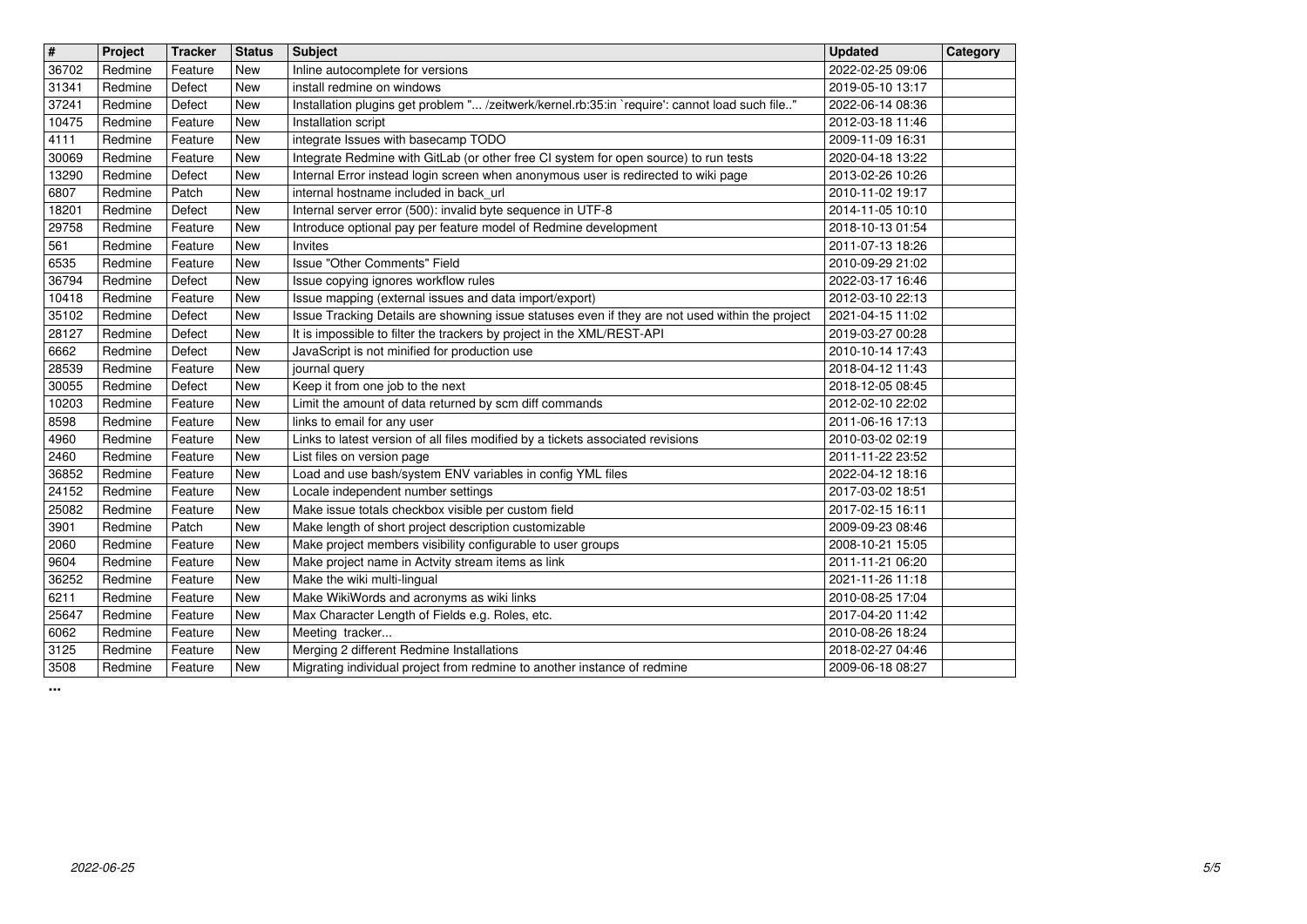| # | Project | Tracker | Status | Subject | Updated | Category |
|---|---|---|---|---|---|---|
| 36702 | Redmine | Feature | New | Inline autocomplete for versions | 2022-02-25 09:06 | |
| 31341 | Redmine | Defect | New | install redmine on windows | 2019-05-10 13:17 | |
| 37241 | Redmine | Defect | New | Installation plugins get problem "... /zeitwerk/kernel.rb:35:in `require': cannot load such file.." | 2022-06-14 08:36 | |
| 10475 | Redmine | Feature | New | Installation script | 2012-03-18 11:46 | |
| 4111 | Redmine | Feature | New | integrate Issues with basecamp TODO | 2009-11-09 16:31 | |
| 30069 | Redmine | Feature | New | Integrate Redmine with GitLab (or other free CI system for open source) to run tests | 2020-04-18 13:22 | |
| 13290 | Redmine | Defect | New | Internal Error instead login screen when anonymous user is redirected to wiki page | 2013-02-26 10:26 | |
| 6807 | Redmine | Patch | New | internal hostname included in back_url | 2010-11-02 19:17 | |
| 18201 | Redmine | Defect | New | Internal server error (500): invalid byte sequence in UTF-8 | 2014-11-05 10:10 | |
| 29758 | Redmine | Feature | New | Introduce optional pay per feature model of Redmine development | 2018-10-13 01:54 | |
| 561 | Redmine | Feature | New | Invites | 2011-07-13 18:26 | |
| 6535 | Redmine | Feature | New | Issue "Other Comments" Field | 2010-09-29 21:02 | |
| 36794 | Redmine | Defect | New | Issue copying ignores workflow rules | 2022-03-17 16:46 | |
| 10418 | Redmine | Feature | New | Issue mapping (external issues and data import/export) | 2012-03-10 22:13 | |
| 35102 | Redmine | Defect | New | Issue Tracking Details are showning issue statuses even if they are not used within the project | 2021-04-15 11:02 | |
| 28127 | Redmine | Defect | New | It is impossible to filter the trackers by project in the XML/REST-API | 2019-03-27 00:28 | |
| 6662 | Redmine | Defect | New | JavaScript is not minified for production use | 2010-10-14 17:43 | |
| 28539 | Redmine | Feature | New | journal query | 2018-04-12 11:43 | |
| 30055 | Redmine | Defect | New | Keep it from one job to the next | 2018-12-05 08:45 | |
| 10203 | Redmine | Feature | New | Limit the amount of data returned by scm diff commands | 2012-02-10 22:02 | |
| 8598 | Redmine | Feature | New | links to email for any user | 2011-06-16 17:13 | |
| 4960 | Redmine | Feature | New | Links to latest version of all files modified by a tickets associated revisions | 2010-03-02 02:19 | |
| 2460 | Redmine | Feature | New | List files on version page | 2011-11-22 23:52 | |
| 36852 | Redmine | Feature | New | Load and use bash/system ENV variables in config YML files | 2022-04-12 18:16 | |
| 24152 | Redmine | Feature | New | Locale independent number settings | 2017-03-02 18:51 | |
| 25082 | Redmine | Feature | New | Make issue totals checkbox visible per custom field | 2017-02-15 16:11 | |
| 3901 | Redmine | Patch | New | Make length of short project description customizable | 2009-09-23 08:46 | |
| 2060 | Redmine | Feature | New | Make project members visibility configurable to user groups | 2008-10-21 15:05 | |
| 9604 | Redmine | Feature | New | Make project name in Actvity stream items as link | 2011-11-21 06:20 | |
| 36252 | Redmine | Feature | New | Make the wiki multi-lingual | 2021-11-26 11:18 | |
| 6211 | Redmine | Feature | New | Make WikiWords and acronyms as wiki links | 2010-08-25 17:04 | |
| 25647 | Redmine | Feature | New | Max Character Length of Fields e.g. Roles, etc. | 2017-04-20 11:42 | |
| 6062 | Redmine | Feature | New | Meeting tracker... | 2010-08-26 18:24 | |
| 3125 | Redmine | Feature | New | Merging 2 different Redmine Installations | 2018-02-27 04:46 | |
| 3508 | Redmine | Feature | New | Migrating individual project from redmine to another instance of redmine | 2009-06-18 08:27 | |

...